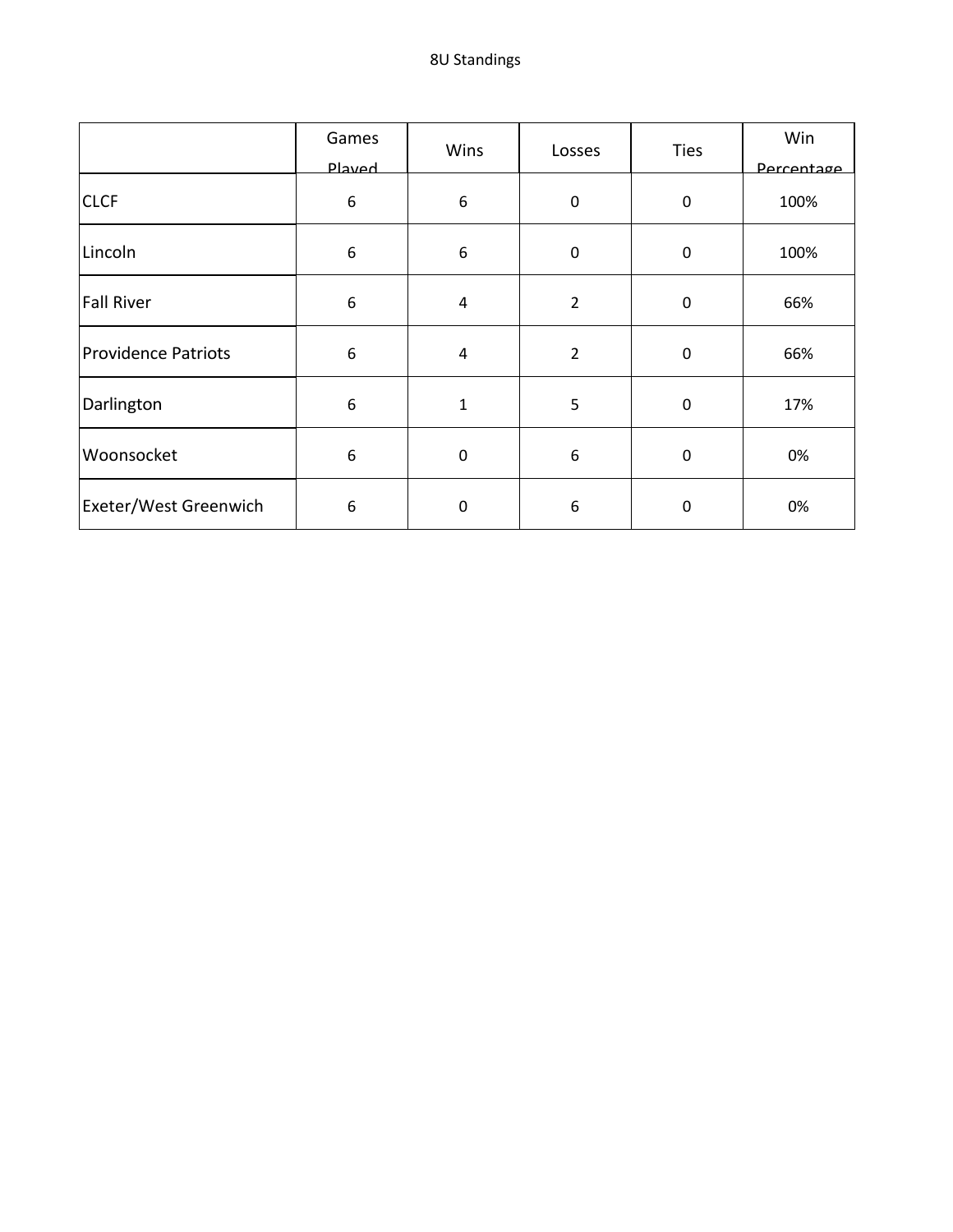# 8U Standings

| | Games Played | Wins | Losses | Ties | Win Percentage |
|---|---|---|---|---|---|
| CLCF | 6 | 6 | 0 | 0 | 100% |
| Lincoln | 6 | 6 | 0 | 0 | 100% |
| Fall River | 6 | 4 | 2 | 0 | 66% |
| Providence Patriots | 6 | 4 | 2 | 0 | 66% |
| Darlington | 6 | 1 | 5 | 0 | 17% |
| Woonsocket | 6 | 0 | 6 | 0 | 0% |
| Exeter/West Greenwich | 6 | 0 | 6 | 0 | 0% |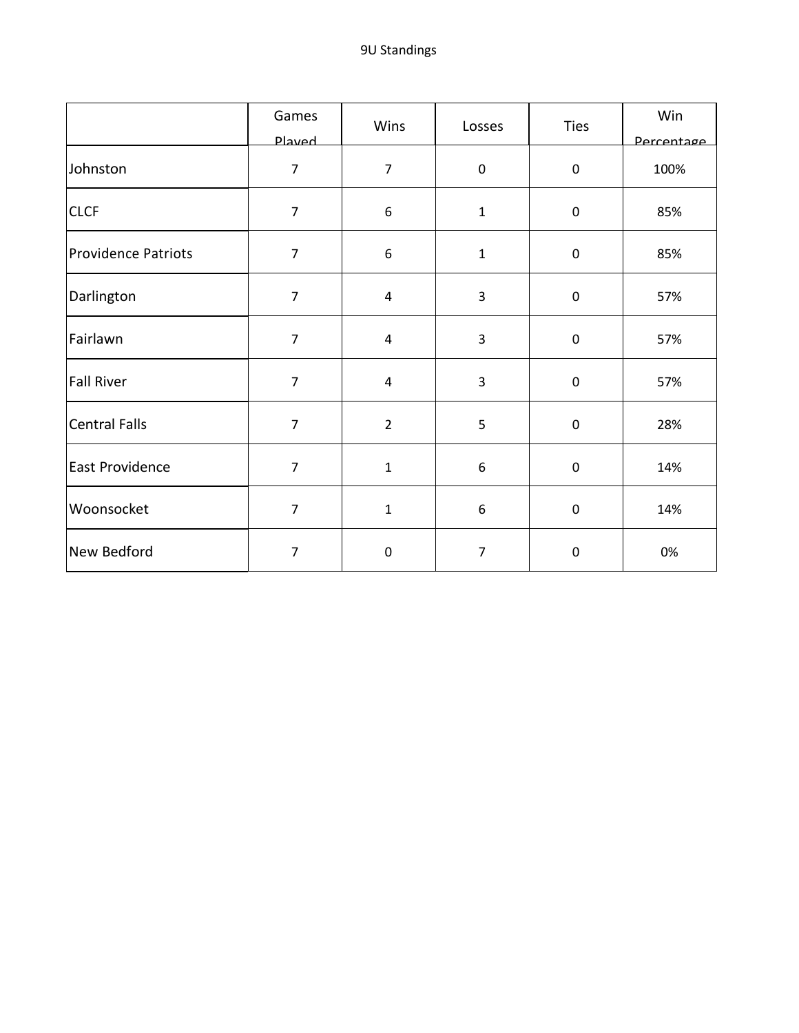9U Standings

| | Games Played | Wins | Losses | Ties | Win Percentage |
|---|---|---|---|---|---|
| Johnston | 7 | 7 | 0 | 0 | 100% |
| CLCF | 7 | 6 | 1 | 0 | 85% |
| Providence Patriots | 7 | 6 | 1 | 0 | 85% |
| Darlington | 7 | 4 | 3 | 0 | 57% |
| Fairlawn | 7 | 4 | 3 | 0 | 57% |
| Fall River | 7 | 4 | 3 | 0 | 57% |
| Central Falls | 7 | 2 | 5 | 0 | 28% |
| East Providence | 7 | 1 | 6 | 0 | 14% |
| Woonsocket | 7 | 1 | 6 | 0 | 14% |
| New Bedford | 7 | 0 | 7 | 0 | 0% |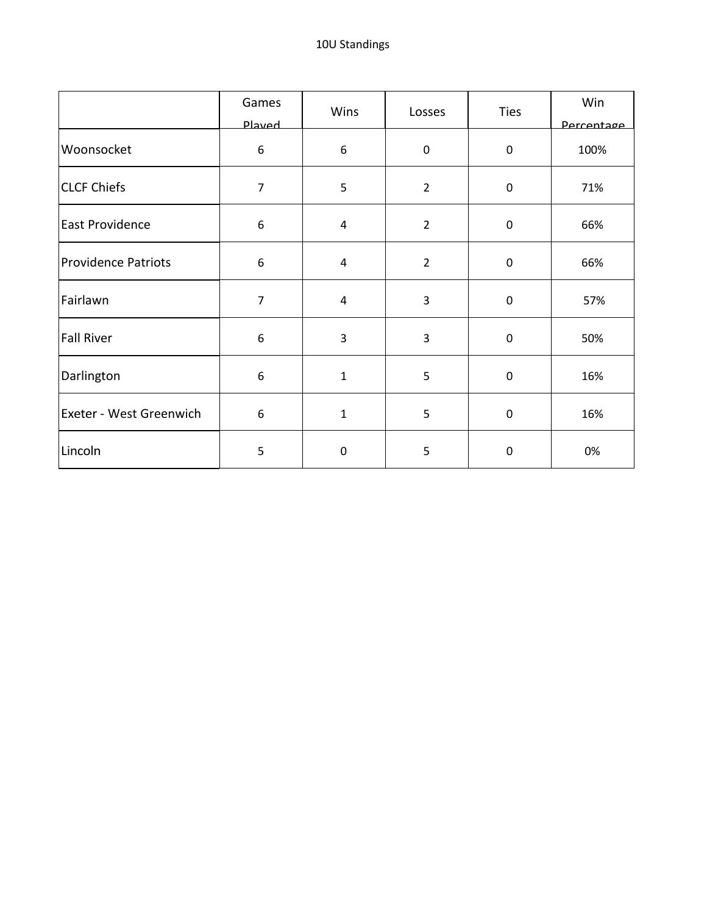10U Standings

| | Games Played | Wins | Losses | Ties | Win Percentage |
|---|---|---|---|---|---|
| Woonsocket | 6 | 6 | 0 | 0 | 100% |
| CLCF Chiefs | 7 | 5 | 2 | 0 | 71% |
| East Providence | 6 | 4 | 2 | 0 | 66% |
| Providence Patriots | 6 | 4 | 2 | 0 | 66% |
| Fairlawn | 7 | 4 | 3 | 0 | 57% |
| Fall River | 6 | 3 | 3 | 0 | 50% |
| Darlington | 6 | 1 | 5 | 0 | 16% |
| Exeter - West Greenwich | 6 | 1 | 5 | 0 | 16% |
| Lincoln | 5 | 0 | 5 | 0 | 0% |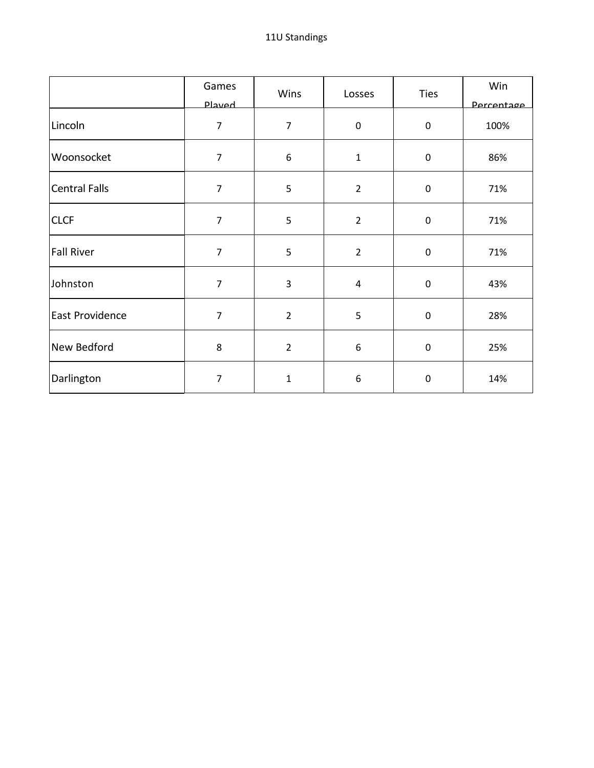11U Standings

|  | Games Played | Wins | Losses | Ties | Win Percentage |
|---|---|---|---|---|---|
| Lincoln | 7 | 7 | 0 | 0 | 100% |
| Woonsocket | 7 | 6 | 1 | 0 | 86% |
| Central Falls | 7 | 5 | 2 | 0 | 71% |
| CLCF | 7 | 5 | 2 | 0 | 71% |
| Fall River | 7 | 5 | 2 | 0 | 71% |
| Johnston | 7 | 3 | 4 | 0 | 43% |
| East Providence | 7 | 2 | 5 | 0 | 28% |
| New Bedford | 8 | 2 | 6 | 0 | 25% |
| Darlington | 7 | 1 | 6 | 0 | 14% |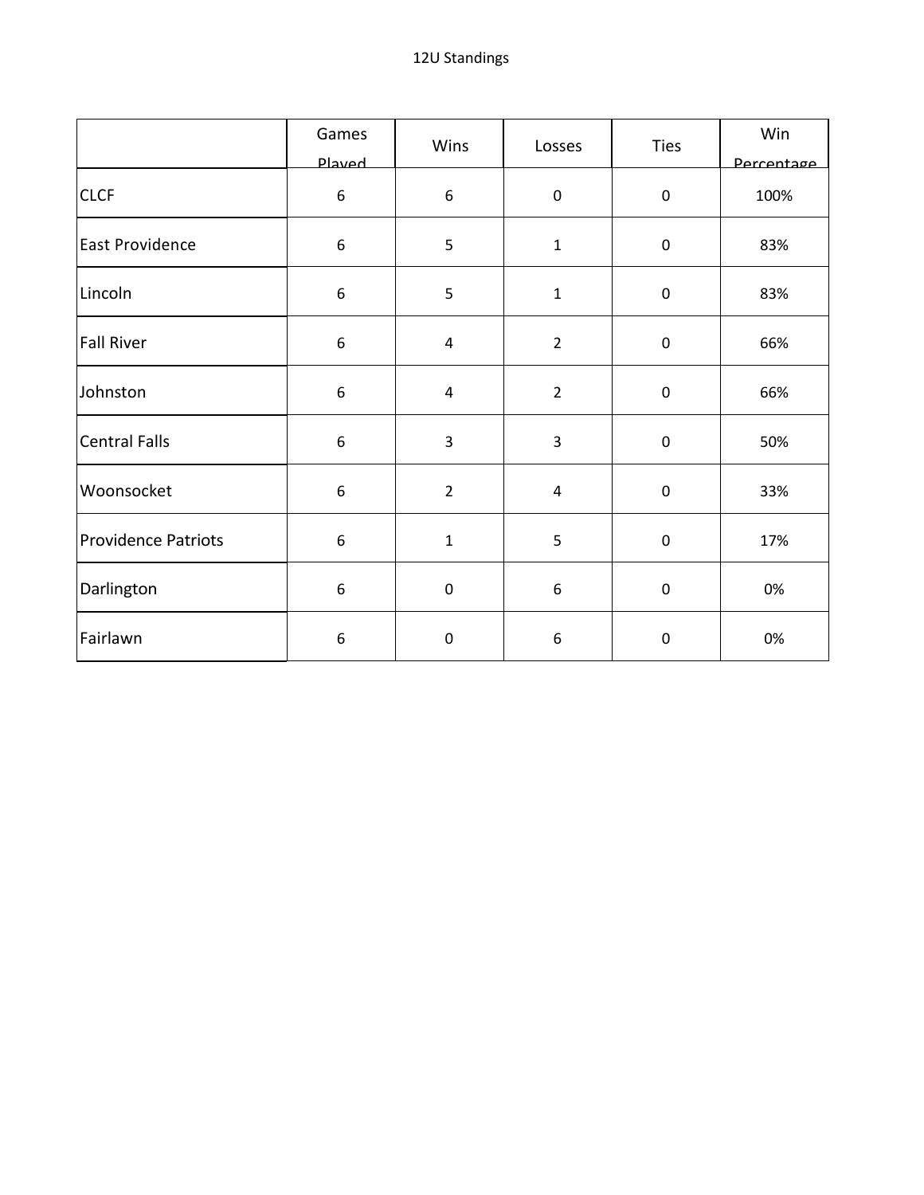12U Standings

| | Games Played | Wins | Losses | Ties | Win Percentage |
|---|---|---|---|---|---|
| CLCF | 6 | 6 | 0 | 0 | 100% |
| East Providence | 6 | 5 | 1 | 0 | 83% |
| Lincoln | 6 | 5 | 1 | 0 | 83% |
| Fall River | 6 | 4 | 2 | 0 | 66% |
| Johnston | 6 | 4 | 2 | 0 | 66% |
| Central Falls | 6 | 3 | 3 | 0 | 50% |
| Woonsocket | 6 | 2 | 4 | 0 | 33% |
| Providence Patriots | 6 | 1 | 5 | 0 | 17% |
| Darlington | 6 | 0 | 6 | 0 | 0% |
| Fairlawn | 6 | 0 | 6 | 0 | 0% |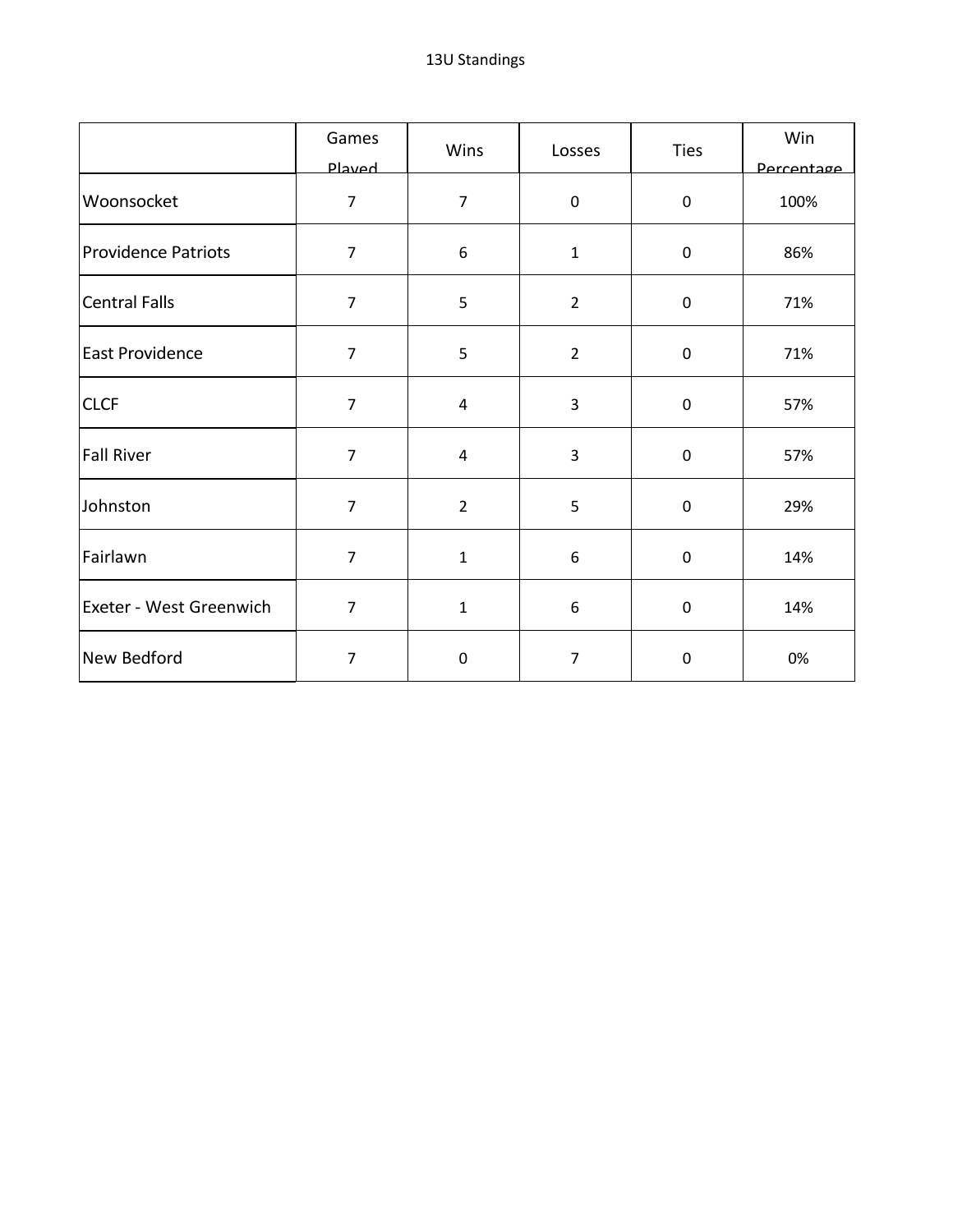13U Standings

| | Games Played | Wins | Losses | Ties | Win Percentage |
|---|---|---|---|---|---|
| Woonsocket | 7 | 7 | 0 | 0 | 100% |
| Providence Patriots | 7 | 6 | 1 | 0 | 86% |
| Central Falls | 7 | 5 | 2 | 0 | 71% |
| East Providence | 7 | 5 | 2 | 0 | 71% |
| CLCF | 7 | 4 | 3 | 0 | 57% |
| Fall River | 7 | 4 | 3 | 0 | 57% |
| Johnston | 7 | 2 | 5 | 0 | 29% |
| Fairlawn | 7 | 1 | 6 | 0 | 14% |
| Exeter - West Greenwich | 7 | 1 | 6 | 0 | 14% |
| New Bedford | 7 | 0 | 7 | 0 | 0% |